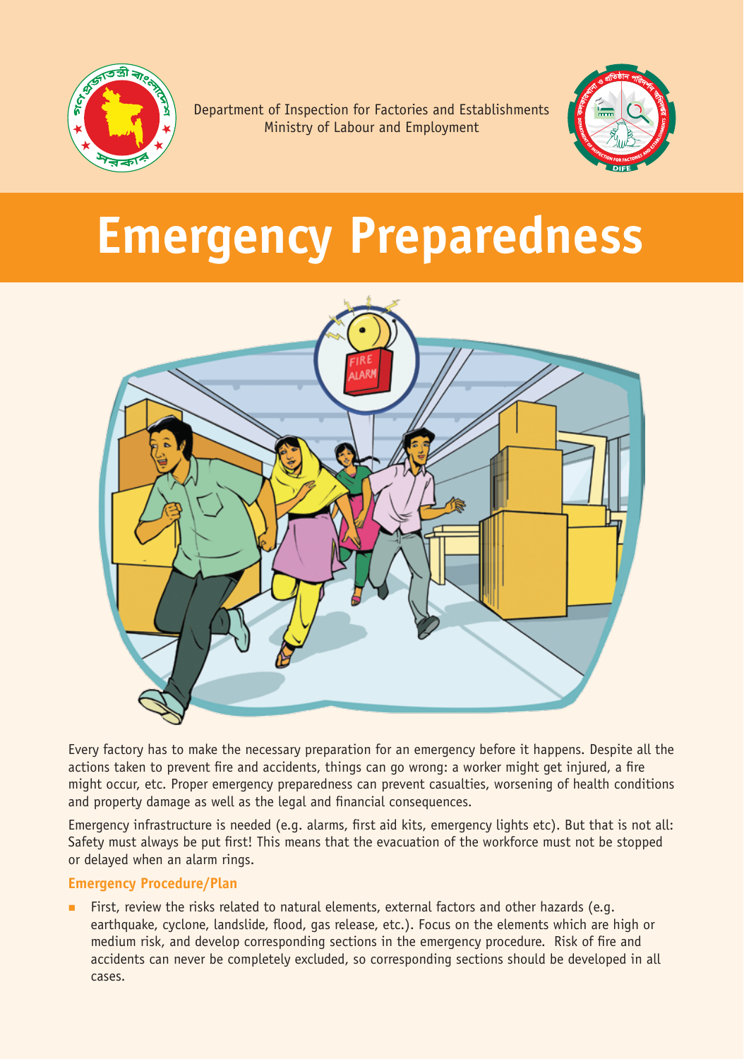Department of Inspection for Factories and Establishments
Ministry of Labour and Employment

# Emergency Preparedness

Every factory has to make the necessary preparation for an emergency before it happens. Despite all the actions taken to prevent fire and accidents, things can go wrong: a worker might get injured, a fire might occur, etc. Proper emergency preparedness can prevent casualties, worsening of health conditions and property damage as well as the legal and financial consequences.

Emergency infrastructure is needed (e.g. alarms, first aid kits, emergency lights etc). But that is not all: Safety must always be put first! This means that the evacuation of the workforce must not be stopped or delayed when an alarm rings.

### Emergency Procedure/Plan

- First, review the risks related to natural elements, external factors and other hazards (e.g. earthquake, cyclone, landslide, flood, gas release, etc.). Focus on the elements which are high or medium risk, and develop corresponding sections in the emergency procedure. Risk of fire and accidents can never be completely excluded, so corresponding sections should be developed in all cases.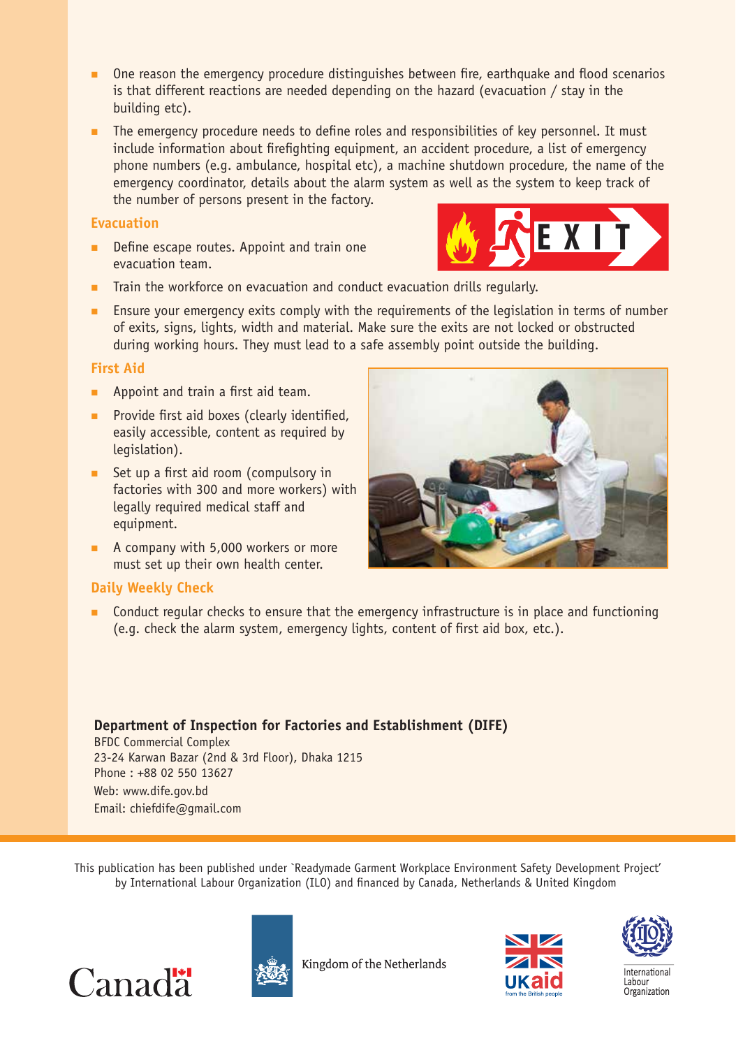- One reason the emergency procedure distinguishes between fire, earthquake and flood scenarios is that different reactions are needed depending on the hazard (evacuation / stay in the building etc).
- The emergency procedure needs to define roles and responsibilities of key personnel. It must include information about firefighting equipment, an accident procedure, a list of emergency phone numbers (e.g. ambulance, hospital etc), a machine shutdown procedure, the name of the emergency coordinator, details about the alarm system as well as the system to keep track of the number of persons present in the factory.

## Evacuation

- Define escape routes. Appoint and train one evacuation team.
- Train the workforce on evacuation and conduct evacuation drills regularly.
- Ensure your emergency exits comply with the requirements of the legislation in terms of number of exits, signs, lights, width and material. Make sure the exits are not locked or obstructed during working hours. They must lead to a safe assembly point outside the building.

## First Aid

- Appoint and train a first aid team.
- Provide first aid boxes (clearly identified, easily accessible, content as required by legislation).
- Set up a first aid room (compulsory in factories with 300 and more workers) with legally required medical staff and equipment.
- A company with 5,000 workers or more must set up their own health center.

## Daily Weekly Check

- Conduct regular checks to ensure that the emergency infrastructure is in place and functioning (e.g. check the alarm system, emergency lights, content of first aid box, etc.).

**Department of Inspection for Factories and Establishment (DIFE)**
BFDC Commercial Complex
23-24 Karwan Bazar (2nd & 3rd Floor), Dhaka 1215
Phone : +88 02 550 13627
Web: www.dife.gov.bd
Email: chiefdife@gmail.com

This publication has been published under `Readymade Garment Workplace Environment Safety Development Project' by International Labour Organization (ILO) and financed by Canada, Netherlands & United Kingdom

Canada

Kingdom of the Netherlands

UKaid from the British people

International Labour Organization